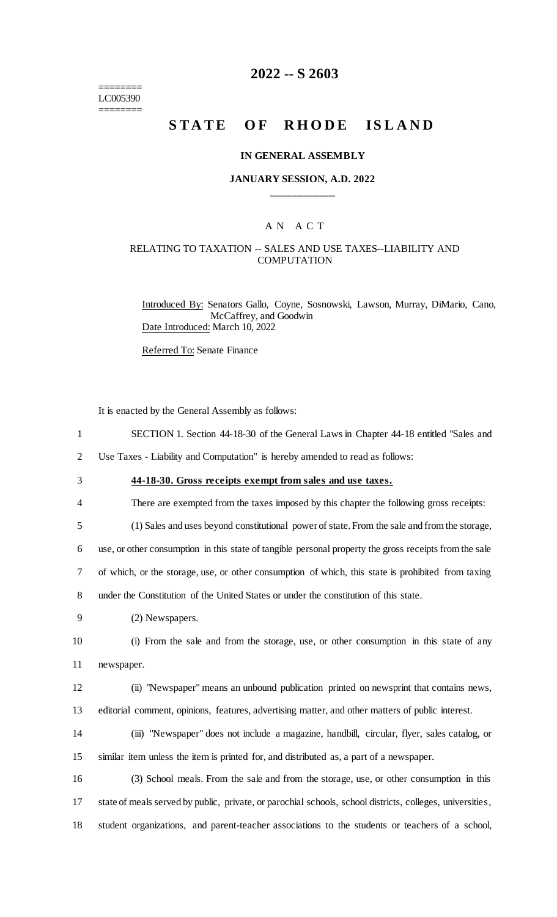========
LC005390
========

# 2022 -- S 2603

# STATE OF RHODE ISLAND

### IN GENERAL ASSEMBLY

### JANUARY SESSION, A.D. 2022

____________

A N A C T

RELATING TO TAXATION -- SALES AND USE TAXES--LIABILITY AND COMPUTATION

Introduced By: Senators Gallo, Coyne, Sosnowski, Lawson, Murray, DiMario, Cano, McCaffrey, and Goodwin

Date Introduced: March 10, 2022

Referred To: Senate Finance

It is enacted by the General Assembly as follows:

1 SECTION 1. Section 44-18-30 of the General Laws in Chapter 44-18 entitled "Sales and
2 Use Taxes - Liability and Computation" is hereby amended to read as follows:

3 **44-18-30. Gross receipts exempt from sales and use taxes.**

4 There are exempted from the taxes imposed by this chapter the following gross receipts:

5 (1) Sales and uses beyond constitutional power of state. From the sale and from the storage,
6 use, or other consumption in this state of tangible personal property the gross receipts from the sale
7 of which, or the storage, use, or other consumption of which, this state is prohibited from taxing
8 under the Constitution of the United States or under the constitution of this state.

9 (2) Newspapers.

10 (i) From the sale and from the storage, use, or other consumption in this state of any
11 newspaper.

12 (ii) "Newspaper" means an unbound publication printed on newsprint that contains news,
13 editorial comment, opinions, features, advertising matter, and other matters of public interest.

14 (iii) "Newspaper" does not include a magazine, handbill, circular, flyer, sales catalog, or
15 similar item unless the item is printed for, and distributed as, a part of a newspaper.

16 (3) School meals. From the sale and from the storage, use, or other consumption in this
17 state of meals served by public, private, or parochial schools, school districts, colleges, universities,
18 student organizations, and parent-teacher associations to the students or teachers of a school,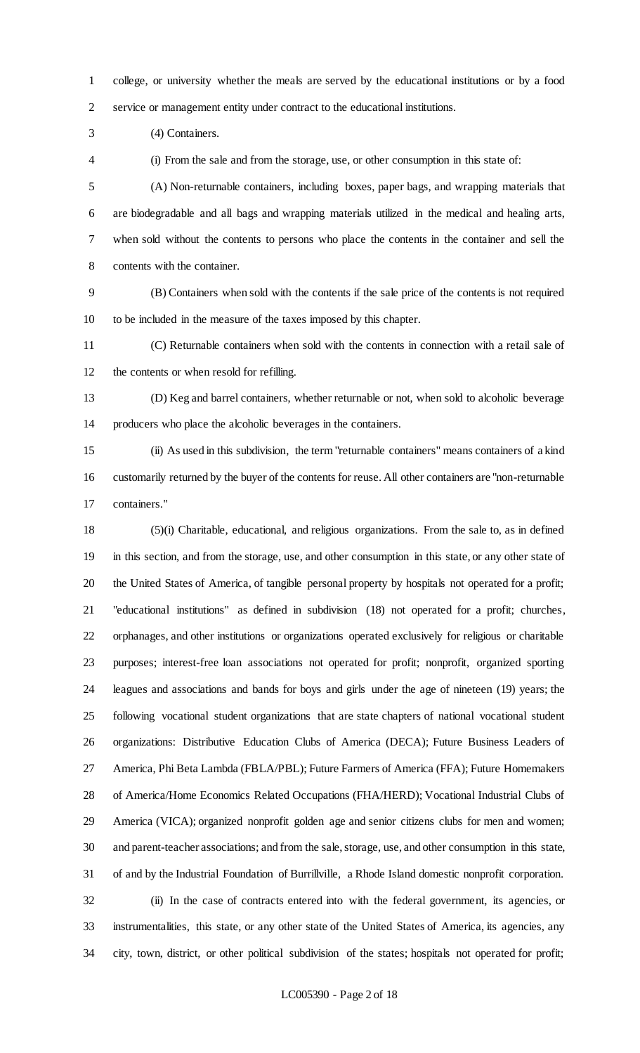college, or university whether the meals are served by the educational institutions or by a food service or management entity under contract to the educational institutions.

(4) Containers.

(i) From the sale and from the storage, use, or other consumption in this state of:

(A) Non-returnable containers, including boxes, paper bags, and wrapping materials that are biodegradable and all bags and wrapping materials utilized in the medical and healing arts, when sold without the contents to persons who place the contents in the container and sell the contents with the container.

(B) Containers when sold with the contents if the sale price of the contents is not required to be included in the measure of the taxes imposed by this chapter.

(C) Returnable containers when sold with the contents in connection with a retail sale of the contents or when resold for refilling.

(D) Keg and barrel containers, whether returnable or not, when sold to alcoholic beverage producers who place the alcoholic beverages in the containers.

(ii) As used in this subdivision, the term "returnable containers" means containers of a kind customarily returned by the buyer of the contents for reuse. All other containers are "non-returnable containers."

(5)(i) Charitable, educational, and religious organizations. From the sale to, as in defined in this section, and from the storage, use, and other consumption in this state, or any other state of the United States of America, of tangible personal property by hospitals not operated for a profit; "educational institutions" as defined in subdivision (18) not operated for a profit; churches, orphanages, and other institutions or organizations operated exclusively for religious or charitable purposes; interest-free loan associations not operated for profit; nonprofit, organized sporting leagues and associations and bands for boys and girls under the age of nineteen (19) years; the following vocational student organizations that are state chapters of national vocational student organizations: Distributive Education Clubs of America (DECA); Future Business Leaders of America, Phi Beta Lambda (FBLA/PBL); Future Farmers of America (FFA); Future Homemakers of America/Home Economics Related Occupations (FHA/HERD); Vocational Industrial Clubs of America (VICA); organized nonprofit golden age and senior citizens clubs for men and women; and parent-teacher associations; and from the sale, storage, use, and other consumption in this state, of and by the Industrial Foundation of Burrillville, a Rhode Island domestic nonprofit corporation.

(ii) In the case of contracts entered into with the federal government, its agencies, or instrumentalities, this state, or any other state of the United States of America, its agencies, any city, town, district, or other political subdivision of the states; hospitals not operated for profit;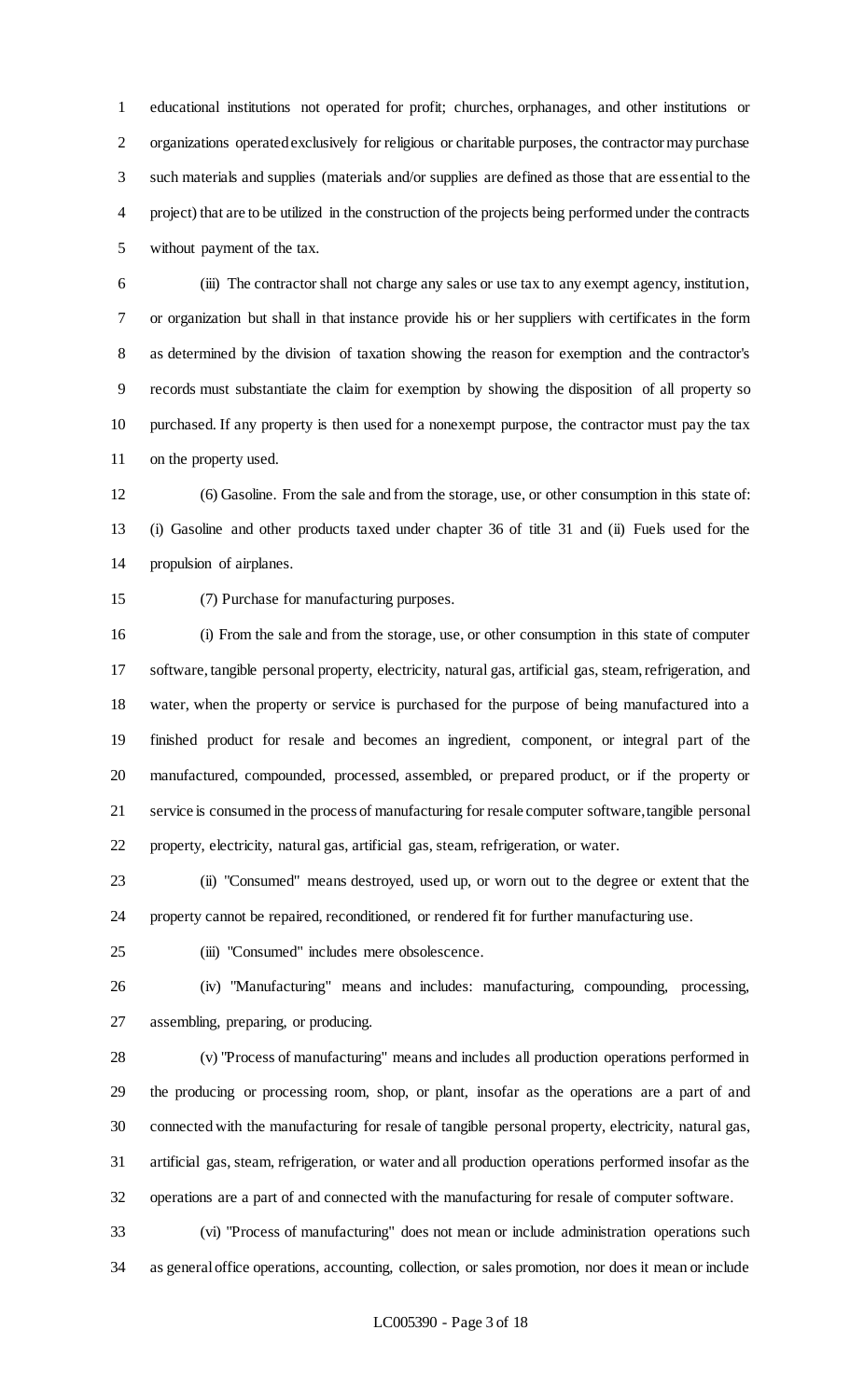educational institutions not operated for profit; churches, orphanages, and other institutions or organizations operated exclusively for religious or charitable purposes, the contractor may purchase such materials and supplies (materials and/or supplies are defined as those that are essential to the project) that are to be utilized in the construction of the projects being performed under the contracts without payment of the tax.

(iii) The contractor shall not charge any sales or use tax to any exempt agency, institution, or organization but shall in that instance provide his or her suppliers with certificates in the form as determined by the division of taxation showing the reason for exemption and the contractor's records must substantiate the claim for exemption by showing the disposition of all property so purchased. If any property is then used for a nonexempt purpose, the contractor must pay the tax on the property used.

(6) Gasoline. From the sale and from the storage, use, or other consumption in this state of: (i) Gasoline and other products taxed under chapter 36 of title 31 and (ii) Fuels used for the propulsion of airplanes.

(7) Purchase for manufacturing purposes.

(i) From the sale and from the storage, use, or other consumption in this state of computer software, tangible personal property, electricity, natural gas, artificial gas, steam, refrigeration, and water, when the property or service is purchased for the purpose of being manufactured into a finished product for resale and becomes an ingredient, component, or integral part of the manufactured, compounded, processed, assembled, or prepared product, or if the property or service is consumed in the process of manufacturing for resale computer software, tangible personal property, electricity, natural gas, artificial gas, steam, refrigeration, or water.

(ii) "Consumed" means destroyed, used up, or worn out to the degree or extent that the property cannot be repaired, reconditioned, or rendered fit for further manufacturing use.

(iii) "Consumed" includes mere obsolescence.

(iv) "Manufacturing" means and includes: manufacturing, compounding, processing, assembling, preparing, or producing.

(v) "Process of manufacturing" means and includes all production operations performed in the producing or processing room, shop, or plant, insofar as the operations are a part of and connected with the manufacturing for resale of tangible personal property, electricity, natural gas, artificial gas, steam, refrigeration, or water and all production operations performed insofar as the operations are a part of and connected with the manufacturing for resale of computer software.

(vi) "Process of manufacturing" does not mean or include administration operations such as general office operations, accounting, collection, or sales promotion, nor does it mean or include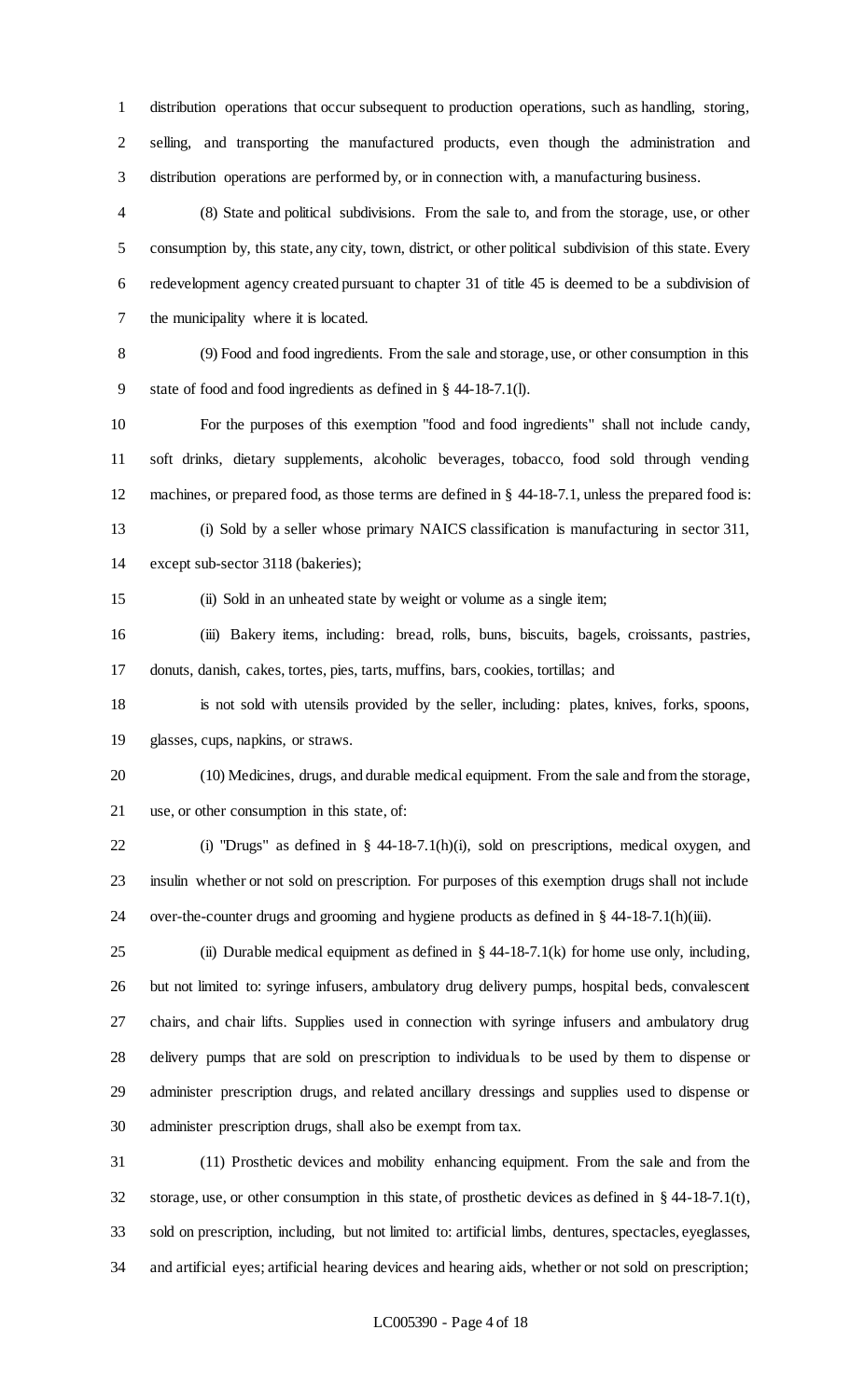distribution operations that occur subsequent to production operations, such as handling, storing, selling, and transporting the manufactured products, even though the administration and distribution operations are performed by, or in connection with, a manufacturing business.

(8) State and political subdivisions. From the sale to, and from the storage, use, or other consumption by, this state, any city, town, district, or other political subdivision of this state. Every redevelopment agency created pursuant to chapter 31 of title 45 is deemed to be a subdivision of the municipality where it is located.

(9) Food and food ingredients. From the sale and storage, use, or other consumption in this state of food and food ingredients as defined in § 44-18-7.1(l).

For the purposes of this exemption "food and food ingredients" shall not include candy, soft drinks, dietary supplements, alcoholic beverages, tobacco, food sold through vending machines, or prepared food, as those terms are defined in § 44-18-7.1, unless the prepared food is:

(i) Sold by a seller whose primary NAICS classification is manufacturing in sector 311, except sub-sector 3118 (bakeries);

(ii) Sold in an unheated state by weight or volume as a single item;

(iii) Bakery items, including: bread, rolls, buns, biscuits, bagels, croissants, pastries, donuts, danish, cakes, tortes, pies, tarts, muffins, bars, cookies, tortillas; and

is not sold with utensils provided by the seller, including: plates, knives, forks, spoons, glasses, cups, napkins, or straws.

(10) Medicines, drugs, and durable medical equipment. From the sale and from the storage, use, or other consumption in this state, of:

(i) "Drugs" as defined in § 44-18-7.1(h)(i), sold on prescriptions, medical oxygen, and insulin whether or not sold on prescription. For purposes of this exemption drugs shall not include over-the-counter drugs and grooming and hygiene products as defined in § 44-18-7.1(h)(iii).

(ii) Durable medical equipment as defined in § 44-18-7.1(k) for home use only, including, but not limited to: syringe infusers, ambulatory drug delivery pumps, hospital beds, convalescent chairs, and chair lifts. Supplies used in connection with syringe infusers and ambulatory drug delivery pumps that are sold on prescription to individuals to be used by them to dispense or administer prescription drugs, and related ancillary dressings and supplies used to dispense or administer prescription drugs, shall also be exempt from tax.

(11) Prosthetic devices and mobility enhancing equipment. From the sale and from the storage, use, or other consumption in this state, of prosthetic devices as defined in § 44-18-7.1(t), sold on prescription, including, but not limited to: artificial limbs, dentures, spectacles, eyeglasses, and artificial eyes; artificial hearing devices and hearing aids, whether or not sold on prescription;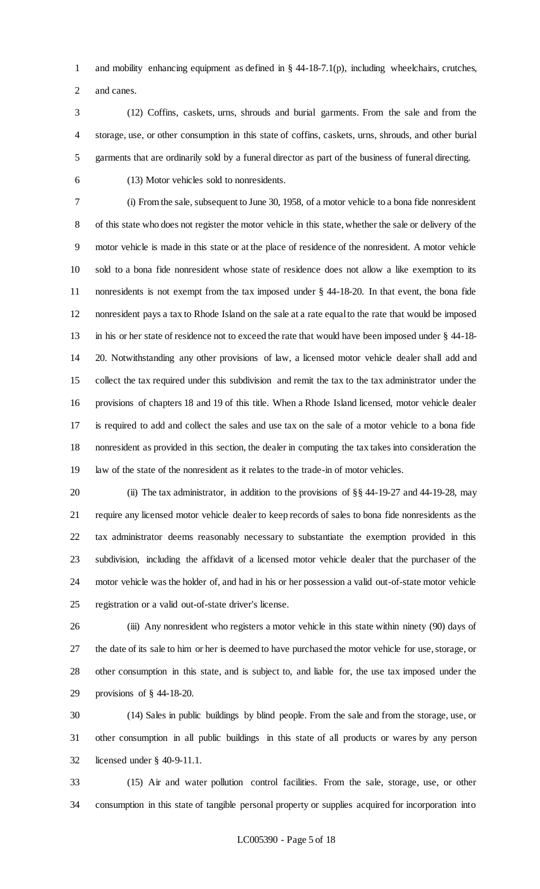and mobility enhancing equipment as defined in § 44-18-7.1(p), including wheelchairs, crutches, and canes.

(12) Coffins, caskets, urns, shrouds and burial garments. From the sale and from the storage, use, or other consumption in this state of coffins, caskets, urns, shrouds, and other burial garments that are ordinarily sold by a funeral director as part of the business of funeral directing.

(13) Motor vehicles sold to nonresidents.

(i) From the sale, subsequent to June 30, 1958, of a motor vehicle to a bona fide nonresident of this state who does not register the motor vehicle in this state, whether the sale or delivery of the motor vehicle is made in this state or at the place of residence of the nonresident. A motor vehicle sold to a bona fide nonresident whose state of residence does not allow a like exemption to its nonresidents is not exempt from the tax imposed under § 44-18-20. In that event, the bona fide nonresident pays a tax to Rhode Island on the sale at a rate equal to the rate that would be imposed in his or her state of residence not to exceed the rate that would have been imposed under § 44-18-20. Notwithstanding any other provisions of law, a licensed motor vehicle dealer shall add and collect the tax required under this subdivision and remit the tax to the tax administrator under the provisions of chapters 18 and 19 of this title. When a Rhode Island licensed, motor vehicle dealer is required to add and collect the sales and use tax on the sale of a motor vehicle to a bona fide nonresident as provided in this section, the dealer in computing the tax takes into consideration the law of the state of the nonresident as it relates to the trade-in of motor vehicles.

(ii) The tax administrator, in addition to the provisions of §§ 44-19-27 and 44-19-28, may require any licensed motor vehicle dealer to keep records of sales to bona fide nonresidents as the tax administrator deems reasonably necessary to substantiate the exemption provided in this subdivision, including the affidavit of a licensed motor vehicle dealer that the purchaser of the motor vehicle was the holder of, and had in his or her possession a valid out-of-state motor vehicle registration or a valid out-of-state driver's license.

(iii) Any nonresident who registers a motor vehicle in this state within ninety (90) days of the date of its sale to him or her is deemed to have purchased the motor vehicle for use, storage, or other consumption in this state, and is subject to, and liable for, the use tax imposed under the provisions of § 44-18-20.

(14) Sales in public buildings by blind people. From the sale and from the storage, use, or other consumption in all public buildings in this state of all products or wares by any person licensed under § 40-9-11.1.

(15) Air and water pollution control facilities. From the sale, storage, use, or other consumption in this state of tangible personal property or supplies acquired for incorporation into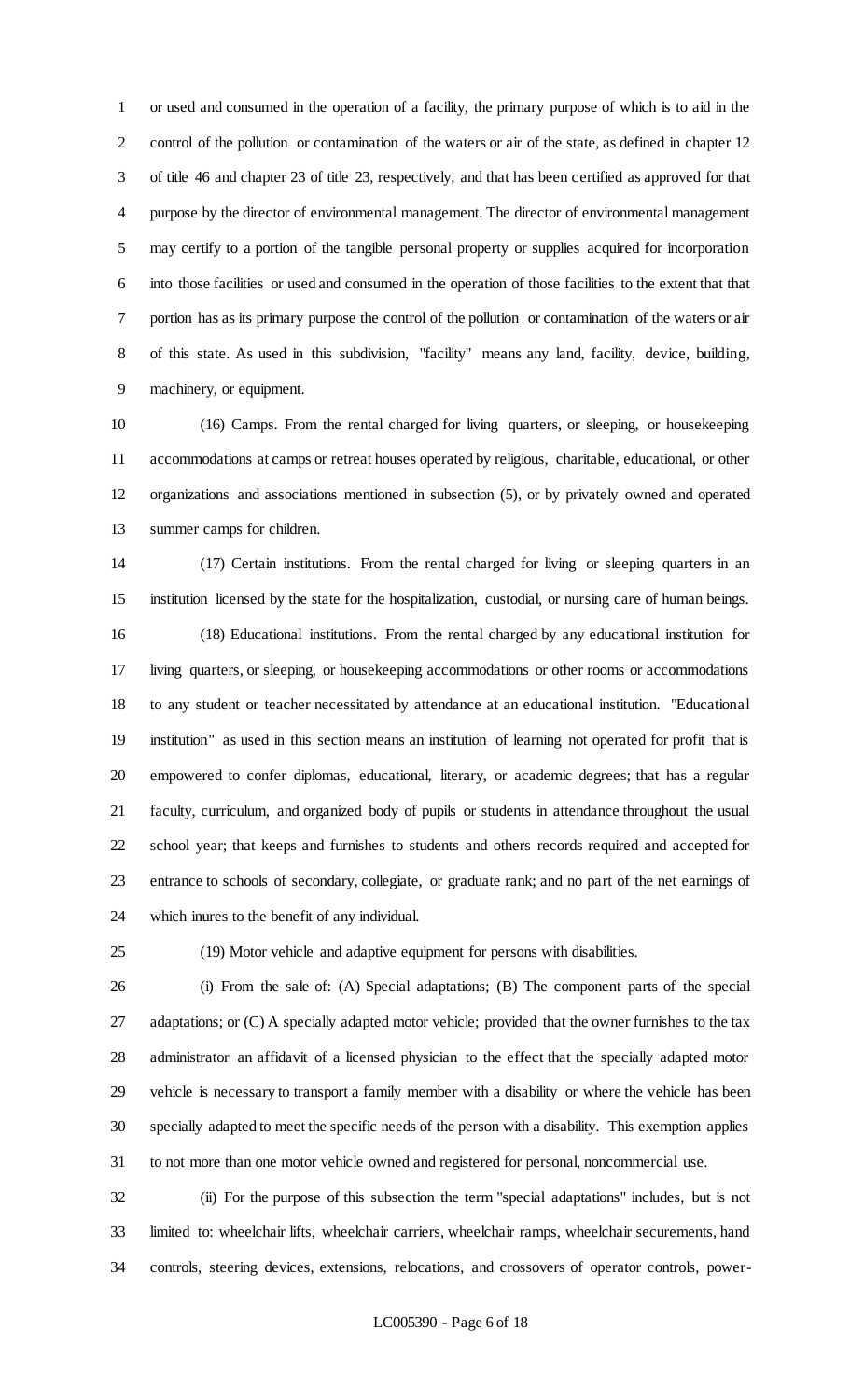or used and consumed in the operation of a facility, the primary purpose of which is to aid in the control of the pollution or contamination of the waters or air of the state, as defined in chapter 12 of title 46 and chapter 23 of title 23, respectively, and that has been certified as approved for that purpose by the director of environmental management. The director of environmental management may certify to a portion of the tangible personal property or supplies acquired for incorporation into those facilities or used and consumed in the operation of those facilities to the extent that that portion has as its primary purpose the control of the pollution or contamination of the waters or air of this state. As used in this subdivision, "facility" means any land, facility, device, building, machinery, or equipment.

(16) Camps. From the rental charged for living quarters, or sleeping, or housekeeping accommodations at camps or retreat houses operated by religious, charitable, educational, or other organizations and associations mentioned in subsection (5), or by privately owned and operated summer camps for children.

(17) Certain institutions. From the rental charged for living or sleeping quarters in an institution licensed by the state for the hospitalization, custodial, or nursing care of human beings.

(18) Educational institutions. From the rental charged by any educational institution for living quarters, or sleeping, or housekeeping accommodations or other rooms or accommodations to any student or teacher necessitated by attendance at an educational institution. "Educational institution" as used in this section means an institution of learning not operated for profit that is empowered to confer diplomas, educational, literary, or academic degrees; that has a regular faculty, curriculum, and organized body of pupils or students in attendance throughout the usual school year; that keeps and furnishes to students and others records required and accepted for entrance to schools of secondary, collegiate, or graduate rank; and no part of the net earnings of which inures to the benefit of any individual.

(19) Motor vehicle and adaptive equipment for persons with disabilities.

(i) From the sale of: (A) Special adaptations; (B) The component parts of the special adaptations; or (C) A specially adapted motor vehicle; provided that the owner furnishes to the tax administrator an affidavit of a licensed physician to the effect that the specially adapted motor vehicle is necessary to transport a family member with a disability or where the vehicle has been specially adapted to meet the specific needs of the person with a disability. This exemption applies to not more than one motor vehicle owned and registered for personal, noncommercial use.

(ii) For the purpose of this subsection the term "special adaptations" includes, but is not limited to: wheelchair lifts, wheelchair carriers, wheelchair ramps, wheelchair securements, hand controls, steering devices, extensions, relocations, and crossovers of operator controls, power-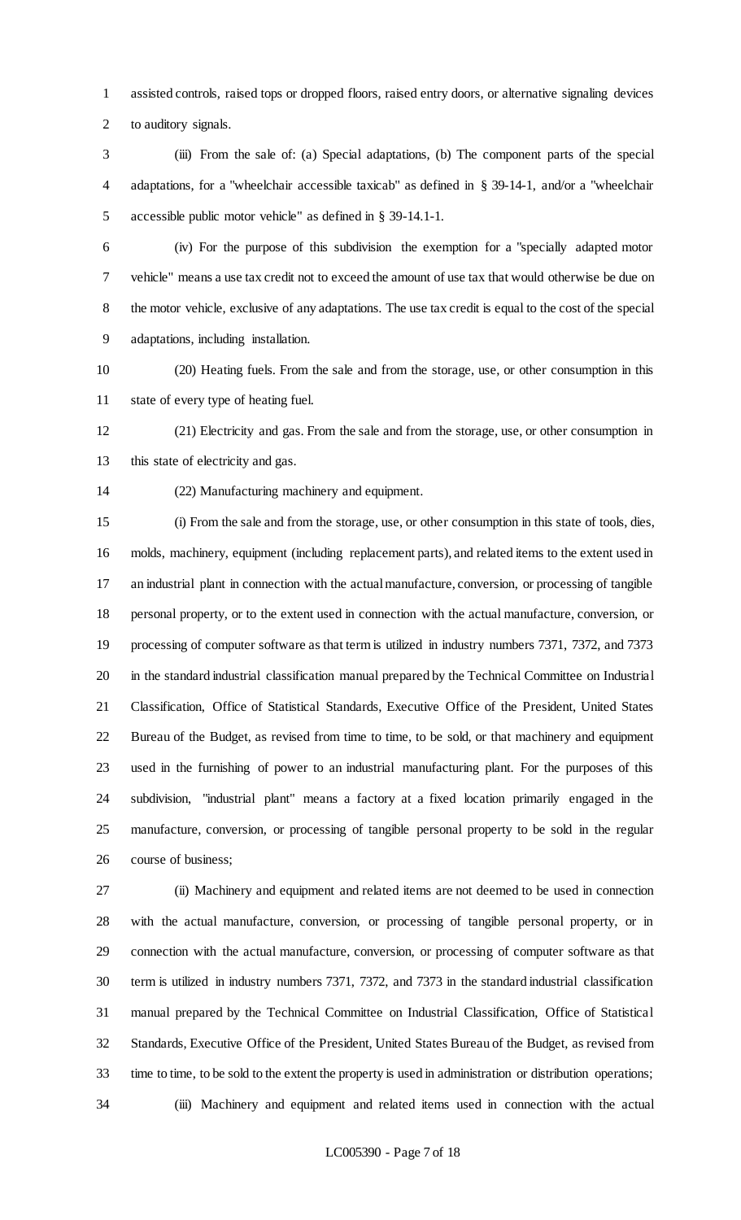assisted controls, raised tops or dropped floors, raised entry doors, or alternative signaling devices to auditory signals.

(iii) From the sale of: (a) Special adaptations, (b) The component parts of the special adaptations, for a "wheelchair accessible taxicab" as defined in § 39-14-1, and/or a "wheelchair accessible public motor vehicle" as defined in § 39-14.1-1.

(iv) For the purpose of this subdivision the exemption for a "specially adapted motor vehicle" means a use tax credit not to exceed the amount of use tax that would otherwise be due on the motor vehicle, exclusive of any adaptations. The use tax credit is equal to the cost of the special adaptations, including installation.

(20) Heating fuels. From the sale and from the storage, use, or other consumption in this state of every type of heating fuel.

(21) Electricity and gas. From the sale and from the storage, use, or other consumption in this state of electricity and gas.

(22) Manufacturing machinery and equipment.

(i) From the sale and from the storage, use, or other consumption in this state of tools, dies, molds, machinery, equipment (including replacement parts), and related items to the extent used in an industrial plant in connection with the actual manufacture, conversion, or processing of tangible personal property, or to the extent used in connection with the actual manufacture, conversion, or processing of computer software as that term is utilized in industry numbers 7371, 7372, and 7373 in the standard industrial classification manual prepared by the Technical Committee on Industrial Classification, Office of Statistical Standards, Executive Office of the President, United States Bureau of the Budget, as revised from time to time, to be sold, or that machinery and equipment used in the furnishing of power to an industrial manufacturing plant. For the purposes of this subdivision, "industrial plant" means a factory at a fixed location primarily engaged in the manufacture, conversion, or processing of tangible personal property to be sold in the regular course of business;

(ii) Machinery and equipment and related items are not deemed to be used in connection with the actual manufacture, conversion, or processing of tangible personal property, or in connection with the actual manufacture, conversion, or processing of computer software as that term is utilized in industry numbers 7371, 7372, and 7373 in the standard industrial classification manual prepared by the Technical Committee on Industrial Classification, Office of Statistical Standards, Executive Office of the President, United States Bureau of the Budget, as revised from time to time, to be sold to the extent the property is used in administration or distribution operations;

(iii) Machinery and equipment and related items used in connection with the actual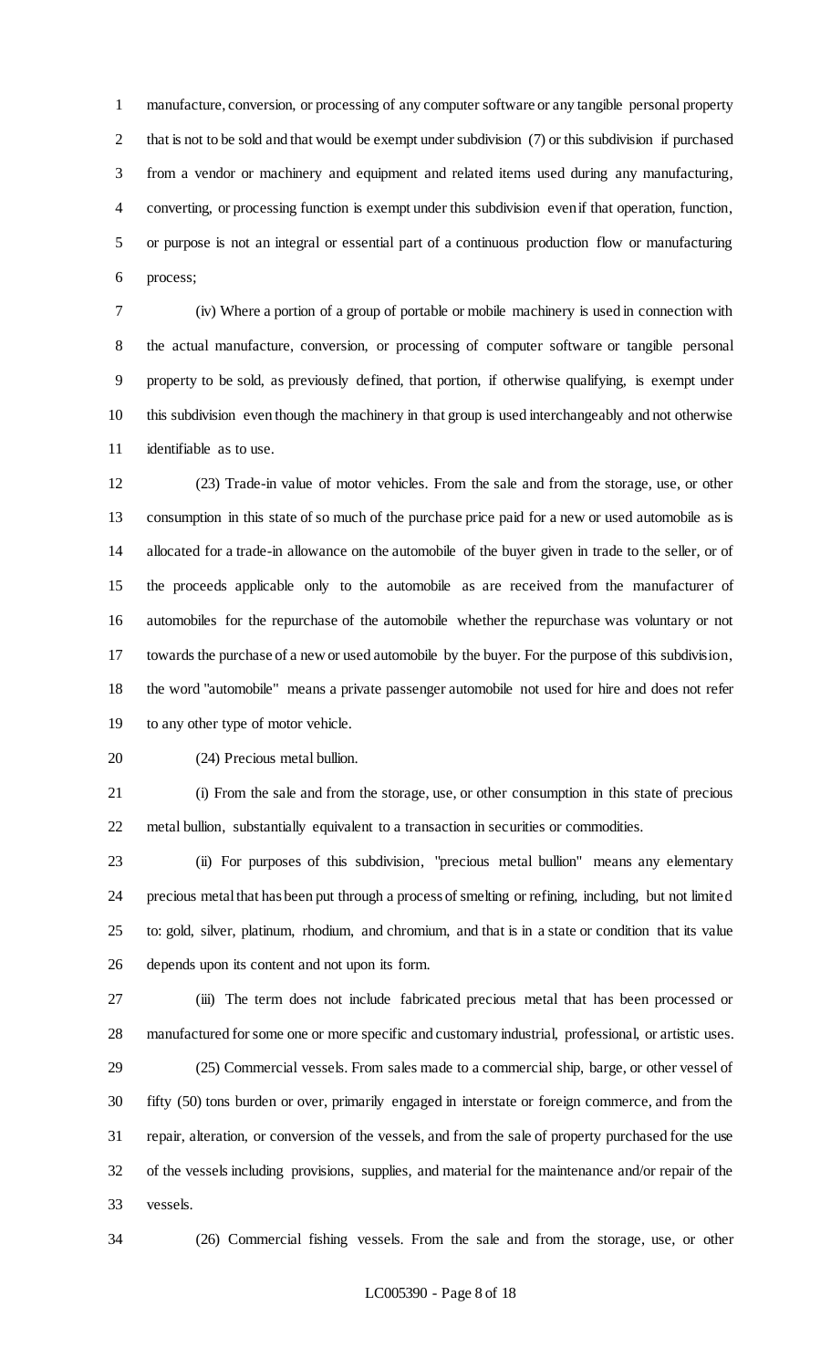manufacture, conversion, or processing of any computer software or any tangible personal property that is not to be sold and that would be exempt under subdivision (7) or this subdivision if purchased from a vendor or machinery and equipment and related items used during any manufacturing, converting, or processing function is exempt under this subdivision even if that operation, function, or purpose is not an integral or essential part of a continuous production flow or manufacturing process;

(iv) Where a portion of a group of portable or mobile machinery is used in connection with the actual manufacture, conversion, or processing of computer software or tangible personal property to be sold, as previously defined, that portion, if otherwise qualifying, is exempt under this subdivision even though the machinery in that group is used interchangeably and not otherwise identifiable as to use.

(23) Trade-in value of motor vehicles. From the sale and from the storage, use, or other consumption in this state of so much of the purchase price paid for a new or used automobile as is allocated for a trade-in allowance on the automobile of the buyer given in trade to the seller, or of the proceeds applicable only to the automobile as are received from the manufacturer of automobiles for the repurchase of the automobile whether the repurchase was voluntary or not towards the purchase of a new or used automobile by the buyer. For the purpose of this subdivision, the word "automobile" means a private passenger automobile not used for hire and does not refer to any other type of motor vehicle.

(24) Precious metal bullion.

(i) From the sale and from the storage, use, or other consumption in this state of precious metal bullion, substantially equivalent to a transaction in securities or commodities.

(ii) For purposes of this subdivision, "precious metal bullion" means any elementary precious metal that has been put through a process of smelting or refining, including, but not limited to: gold, silver, platinum, rhodium, and chromium, and that is in a state or condition that its value depends upon its content and not upon its form.

(iii) The term does not include fabricated precious metal that has been processed or manufactured for some one or more specific and customary industrial, professional, or artistic uses.

(25) Commercial vessels. From sales made to a commercial ship, barge, or other vessel of fifty (50) tons burden or over, primarily engaged in interstate or foreign commerce, and from the repair, alteration, or conversion of the vessels, and from the sale of property purchased for the use of the vessels including provisions, supplies, and material for the maintenance and/or repair of the vessels.

(26) Commercial fishing vessels. From the sale and from the storage, use, or other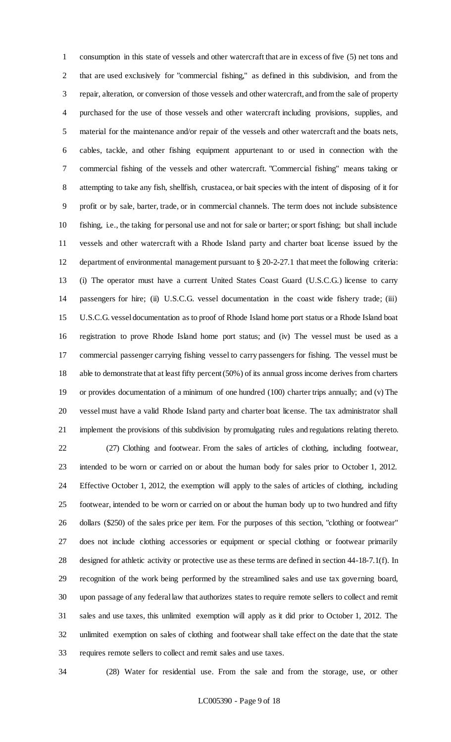consumption in this state of vessels and other watercraft that are in excess of five (5) net tons and that are used exclusively for "commercial fishing," as defined in this subdivision, and from the repair, alteration, or conversion of those vessels and other watercraft, and from the sale of property purchased for the use of those vessels and other watercraft including provisions, supplies, and material for the maintenance and/or repair of the vessels and other watercraft and the boats nets, cables, tackle, and other fishing equipment appurtenant to or used in connection with the commercial fishing of the vessels and other watercraft. "Commercial fishing" means taking or attempting to take any fish, shellfish, crustacea, or bait species with the intent of disposing of it for profit or by sale, barter, trade, or in commercial channels. The term does not include subsistence fishing, i.e., the taking for personal use and not for sale or barter; or sport fishing; but shall include vessels and other watercraft with a Rhode Island party and charter boat license issued by the department of environmental management pursuant to § 20-2-27.1 that meet the following criteria: (i) The operator must have a current United States Coast Guard (U.S.C.G.) license to carry passengers for hire; (ii) U.S.C.G. vessel documentation in the coast wide fishery trade; (iii) U.S.C.G. vessel documentation as to proof of Rhode Island home port status or a Rhode Island boat registration to prove Rhode Island home port status; and (iv) The vessel must be used as a commercial passenger carrying fishing vessel to carry passengers for fishing. The vessel must be able to demonstrate that at least fifty percent (50%) of its annual gross income derives from charters or provides documentation of a minimum of one hundred (100) charter trips annually; and (v) The vessel must have a valid Rhode Island party and charter boat license. The tax administrator shall implement the provisions of this subdivision by promulgating rules and regulations relating thereto.

(27) Clothing and footwear. From the sales of articles of clothing, including footwear, intended to be worn or carried on or about the human body for sales prior to October 1, 2012. Effective October 1, 2012, the exemption will apply to the sales of articles of clothing, including footwear, intended to be worn or carried on or about the human body up to two hundred and fifty dollars ($250) of the sales price per item. For the purposes of this section, "clothing or footwear" does not include clothing accessories or equipment or special clothing or footwear primarily designed for athletic activity or protective use as these terms are defined in section 44-18-7.1(f). In recognition of the work being performed by the streamlined sales and use tax governing board, upon passage of any federal law that authorizes states to require remote sellers to collect and remit sales and use taxes, this unlimited exemption will apply as it did prior to October 1, 2012. The unlimited exemption on sales of clothing and footwear shall take effect on the date that the state requires remote sellers to collect and remit sales and use taxes.

(28) Water for residential use. From the sale and from the storage, use, or other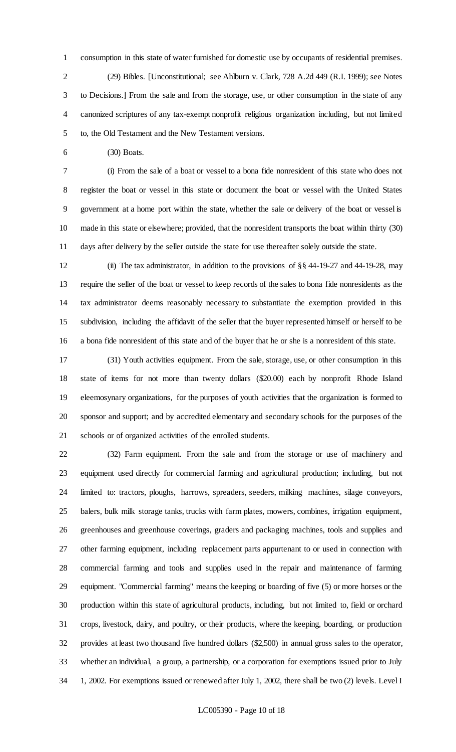consumption in this state of water furnished for domestic use by occupants of residential premises.

(29) Bibles. [Unconstitutional; see Ahlburn v. Clark, 728 A.2d 449 (R.I. 1999); see Notes to Decisions.] From the sale and from the storage, use, or other consumption in the state of any canonized scriptures of any tax-exempt nonprofit religious organization including, but not limited to, the Old Testament and the New Testament versions.

(30) Boats.

(i) From the sale of a boat or vessel to a bona fide nonresident of this state who does not register the boat or vessel in this state or document the boat or vessel with the United States government at a home port within the state, whether the sale or delivery of the boat or vessel is made in this state or elsewhere; provided, that the nonresident transports the boat within thirty (30) days after delivery by the seller outside the state for use thereafter solely outside the state.

(ii) The tax administrator, in addition to the provisions of §§ 44-19-27 and 44-19-28, may require the seller of the boat or vessel to keep records of the sales to bona fide nonresidents as the tax administrator deems reasonably necessary to substantiate the exemption provided in this subdivision, including the affidavit of the seller that the buyer represented himself or herself to be a bona fide nonresident of this state and of the buyer that he or she is a nonresident of this state.

(31) Youth activities equipment. From the sale, storage, use, or other consumption in this state of items for not more than twenty dollars ($20.00) each by nonprofit Rhode Island eleemosynary organizations, for the purposes of youth activities that the organization is formed to sponsor and support; and by accredited elementary and secondary schools for the purposes of the schools or of organized activities of the enrolled students.

(32) Farm equipment. From the sale and from the storage or use of machinery and equipment used directly for commercial farming and agricultural production; including, but not limited to: tractors, ploughs, harrows, spreaders, seeders, milking machines, silage conveyors, balers, bulk milk storage tanks, trucks with farm plates, mowers, combines, irrigation equipment, greenhouses and greenhouse coverings, graders and packaging machines, tools and supplies and other farming equipment, including replacement parts appurtenant to or used in connection with commercial farming and tools and supplies used in the repair and maintenance of farming equipment. "Commercial farming" means the keeping or boarding of five (5) or more horses or the production within this state of agricultural products, including, but not limited to, field or orchard crops, livestock, dairy, and poultry, or their products, where the keeping, boarding, or production provides at least two thousand five hundred dollars ($2,500) in annual gross sales to the operator, whether an individual, a group, a partnership, or a corporation for exemptions issued prior to July 1, 2002. For exemptions issued or renewed after July 1, 2002, there shall be two (2) levels. Level I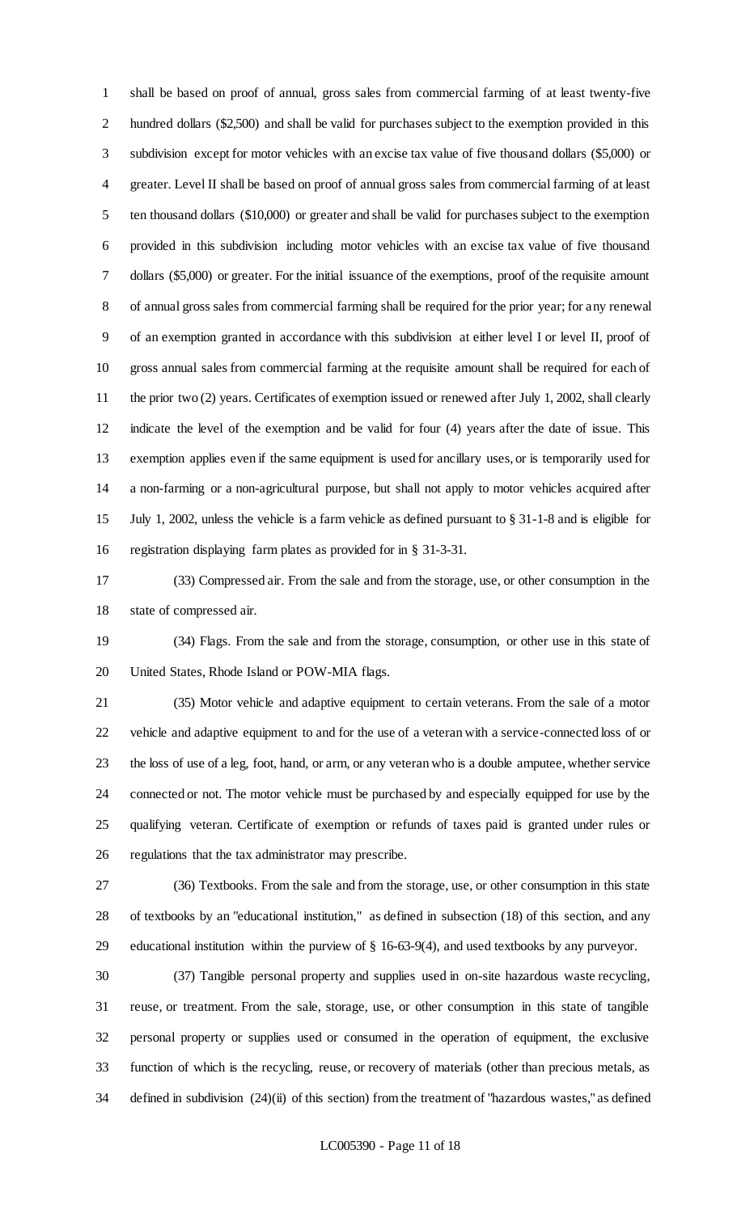shall be based on proof of annual, gross sales from commercial farming of at least twenty-five hundred dollars ($2,500) and shall be valid for purchases subject to the exemption provided in this subdivision except for motor vehicles with an excise tax value of five thousand dollars ($5,000) or greater. Level II shall be based on proof of annual gross sales from commercial farming of at least ten thousand dollars ($10,000) or greater and shall be valid for purchases subject to the exemption provided in this subdivision including motor vehicles with an excise tax value of five thousand dollars ($5,000) or greater. For the initial issuance of the exemptions, proof of the requisite amount of annual gross sales from commercial farming shall be required for the prior year; for any renewal of an exemption granted in accordance with this subdivision at either level I or level II, proof of gross annual sales from commercial farming at the requisite amount shall be required for each of the prior two (2) years. Certificates of exemption issued or renewed after July 1, 2002, shall clearly indicate the level of the exemption and be valid for four (4) years after the date of issue. This exemption applies even if the same equipment is used for ancillary uses, or is temporarily used for a non-farming or a non-agricultural purpose, but shall not apply to motor vehicles acquired after July 1, 2002, unless the vehicle is a farm vehicle as defined pursuant to § 31-1-8 and is eligible for registration displaying farm plates as provided for in § 31-3-31.

(33) Compressed air. From the sale and from the storage, use, or other consumption in the state of compressed air.

(34) Flags. From the sale and from the storage, consumption, or other use in this state of United States, Rhode Island or POW-MIA flags.

(35) Motor vehicle and adaptive equipment to certain veterans. From the sale of a motor vehicle and adaptive equipment to and for the use of a veteran with a service-connected loss of or the loss of use of a leg, foot, hand, or arm, or any veteran who is a double amputee, whether service connected or not. The motor vehicle must be purchased by and especially equipped for use by the qualifying veteran. Certificate of exemption or refunds of taxes paid is granted under rules or regulations that the tax administrator may prescribe.

(36) Textbooks. From the sale and from the storage, use, or other consumption in this state of textbooks by an "educational institution," as defined in subsection (18) of this section, and any educational institution within the purview of § 16-63-9(4), and used textbooks by any purveyor.

(37) Tangible personal property and supplies used in on-site hazardous waste recycling, reuse, or treatment. From the sale, storage, use, or other consumption in this state of tangible personal property or supplies used or consumed in the operation of equipment, the exclusive function of which is the recycling, reuse, or recovery of materials (other than precious metals, as defined in subdivision (24)(ii) of this section) from the treatment of "hazardous wastes," as defined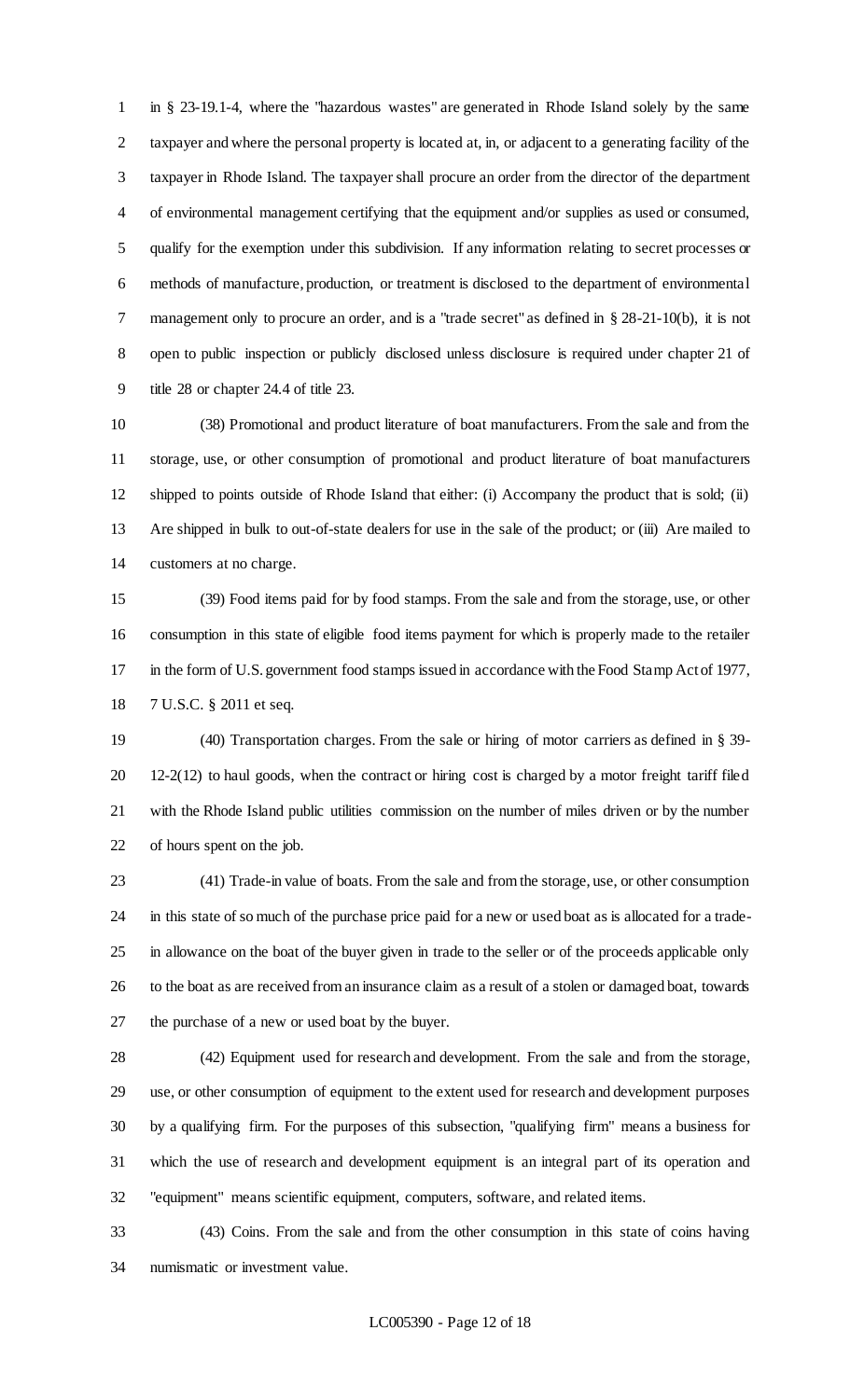in § 23-19.1-4, where the "hazardous wastes" are generated in Rhode Island solely by the same taxpayer and where the personal property is located at, in, or adjacent to a generating facility of the taxpayer in Rhode Island. The taxpayer shall procure an order from the director of the department of environmental management certifying that the equipment and/or supplies as used or consumed, qualify for the exemption under this subdivision. If any information relating to secret processes or methods of manufacture, production, or treatment is disclosed to the department of environmental management only to procure an order, and is a "trade secret" as defined in § 28-21-10(b), it is not open to public inspection or publicly disclosed unless disclosure is required under chapter 21 of title 28 or chapter 24.4 of title 23.

(38) Promotional and product literature of boat manufacturers. From the sale and from the storage, use, or other consumption of promotional and product literature of boat manufacturers shipped to points outside of Rhode Island that either: (i) Accompany the product that is sold; (ii) Are shipped in bulk to out-of-state dealers for use in the sale of the product; or (iii) Are mailed to customers at no charge.

(39) Food items paid for by food stamps. From the sale and from the storage, use, or other consumption in this state of eligible food items payment for which is properly made to the retailer in the form of U.S. government food stamps issued in accordance with the Food Stamp Act of 1977, 7 U.S.C. § 2011 et seq.

(40) Transportation charges. From the sale or hiring of motor carriers as defined in § 39-12-2(12) to haul goods, when the contract or hiring cost is charged by a motor freight tariff filed with the Rhode Island public utilities commission on the number of miles driven or by the number of hours spent on the job.

(41) Trade-in value of boats. From the sale and from the storage, use, or other consumption in this state of so much of the purchase price paid for a new or used boat as is allocated for a trade-in allowance on the boat of the buyer given in trade to the seller or of the proceeds applicable only to the boat as are received from an insurance claim as a result of a stolen or damaged boat, towards the purchase of a new or used boat by the buyer.

(42) Equipment used for research and development. From the sale and from the storage, use, or other consumption of equipment to the extent used for research and development purposes by a qualifying firm. For the purposes of this subsection, "qualifying firm" means a business for which the use of research and development equipment is an integral part of its operation and "equipment" means scientific equipment, computers, software, and related items.

(43) Coins. From the sale and from the other consumption in this state of coins having numismatic or investment value.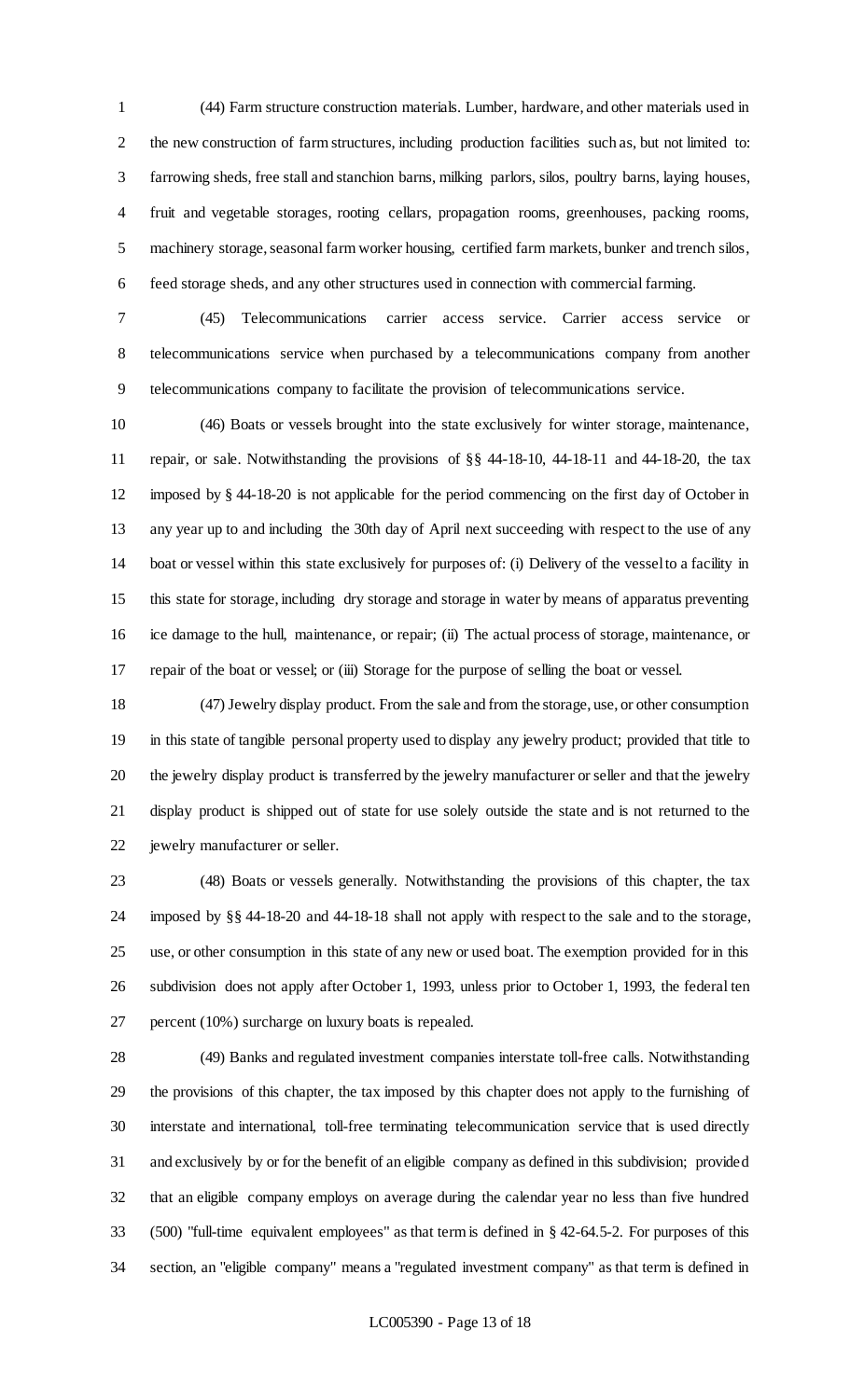(44) Farm structure construction materials. Lumber, hardware, and other materials used in the new construction of farm structures, including production facilities such as, but not limited to: farrowing sheds, free stall and stanchion barns, milking parlors, silos, poultry barns, laying houses, fruit and vegetable storages, rooting cellars, propagation rooms, greenhouses, packing rooms, machinery storage, seasonal farm worker housing, certified farm markets, bunker and trench silos, feed storage sheds, and any other structures used in connection with commercial farming.

(45) Telecommunications carrier access service. Carrier access service or telecommunications service when purchased by a telecommunications company from another telecommunications company to facilitate the provision of telecommunications service.

(46) Boats or vessels brought into the state exclusively for winter storage, maintenance, repair, or sale. Notwithstanding the provisions of §§ 44-18-10, 44-18-11 and 44-18-20, the tax imposed by § 44-18-20 is not applicable for the period commencing on the first day of October in any year up to and including the 30th day of April next succeeding with respect to the use of any boat or vessel within this state exclusively for purposes of: (i) Delivery of the vessel to a facility in this state for storage, including dry storage and storage in water by means of apparatus preventing ice damage to the hull, maintenance, or repair; (ii) The actual process of storage, maintenance, or repair of the boat or vessel; or (iii) Storage for the purpose of selling the boat or vessel.

(47) Jewelry display product. From the sale and from the storage, use, or other consumption in this state of tangible personal property used to display any jewelry product; provided that title to the jewelry display product is transferred by the jewelry manufacturer or seller and that the jewelry display product is shipped out of state for use solely outside the state and is not returned to the jewelry manufacturer or seller.

(48) Boats or vessels generally. Notwithstanding the provisions of this chapter, the tax imposed by §§ 44-18-20 and 44-18-18 shall not apply with respect to the sale and to the storage, use, or other consumption in this state of any new or used boat. The exemption provided for in this subdivision does not apply after October 1, 1993, unless prior to October 1, 1993, the federal ten percent (10%) surcharge on luxury boats is repealed.

(49) Banks and regulated investment companies interstate toll-free calls. Notwithstanding the provisions of this chapter, the tax imposed by this chapter does not apply to the furnishing of interstate and international, toll-free terminating telecommunication service that is used directly and exclusively by or for the benefit of an eligible company as defined in this subdivision; provided that an eligible company employs on average during the calendar year no less than five hundred (500) "full-time equivalent employees" as that term is defined in § 42-64.5-2. For purposes of this section, an "eligible company" means a "regulated investment company" as that term is defined in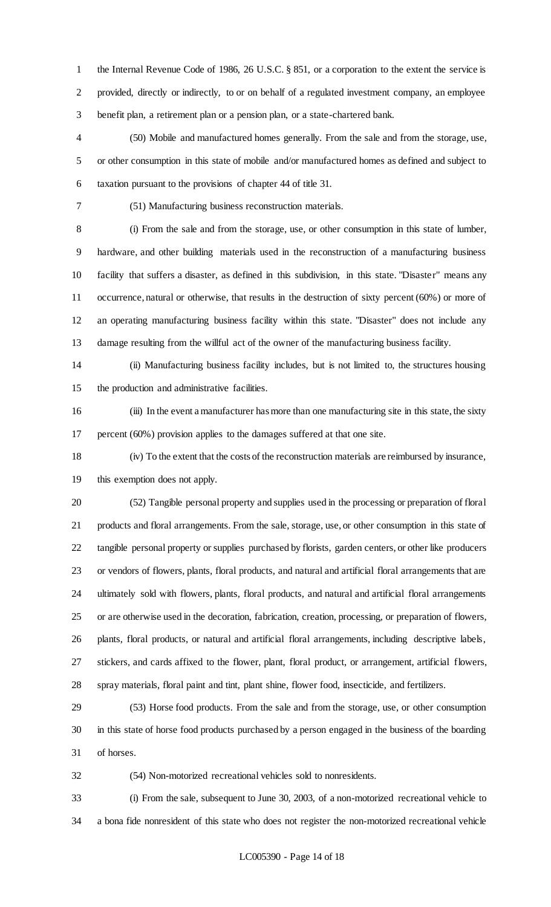the Internal Revenue Code of 1986, 26 U.S.C. § 851, or a corporation to the extent the service is provided, directly or indirectly, to or on behalf of a regulated investment company, an employee benefit plan, a retirement plan or a pension plan, or a state-chartered bank.

(50) Mobile and manufactured homes generally. From the sale and from the storage, use, or other consumption in this state of mobile and/or manufactured homes as defined and subject to taxation pursuant to the provisions of chapter 44 of title 31.

(51) Manufacturing business reconstruction materials.

(i) From the sale and from the storage, use, or other consumption in this state of lumber, hardware, and other building materials used in the reconstruction of a manufacturing business facility that suffers a disaster, as defined in this subdivision, in this state. "Disaster" means any occurrence, natural or otherwise, that results in the destruction of sixty percent (60%) or more of an operating manufacturing business facility within this state. "Disaster" does not include any damage resulting from the willful act of the owner of the manufacturing business facility.

(ii) Manufacturing business facility includes, but is not limited to, the structures housing the production and administrative facilities.

(iii) In the event a manufacturer has more than one manufacturing site in this state, the sixty percent (60%) provision applies to the damages suffered at that one site.

(iv) To the extent that the costs of the reconstruction materials are reimbursed by insurance, this exemption does not apply.

(52) Tangible personal property and supplies used in the processing or preparation of floral products and floral arrangements. From the sale, storage, use, or other consumption in this state of tangible personal property or supplies purchased by florists, garden centers, or other like producers or vendors of flowers, plants, floral products, and natural and artificial floral arrangements that are ultimately sold with flowers, plants, floral products, and natural and artificial floral arrangements or are otherwise used in the decoration, fabrication, creation, processing, or preparation of flowers, plants, floral products, or natural and artificial floral arrangements, including descriptive labels, stickers, and cards affixed to the flower, plant, floral product, or arrangement, artificial flowers, spray materials, floral paint and tint, plant shine, flower food, insecticide, and fertilizers.

(53) Horse food products. From the sale and from the storage, use, or other consumption in this state of horse food products purchased by a person engaged in the business of the boarding of horses.

(54) Non-motorized recreational vehicles sold to nonresidents.

(i) From the sale, subsequent to June 30, 2003, of a non-motorized recreational vehicle to a bona fide nonresident of this state who does not register the non-motorized recreational vehicle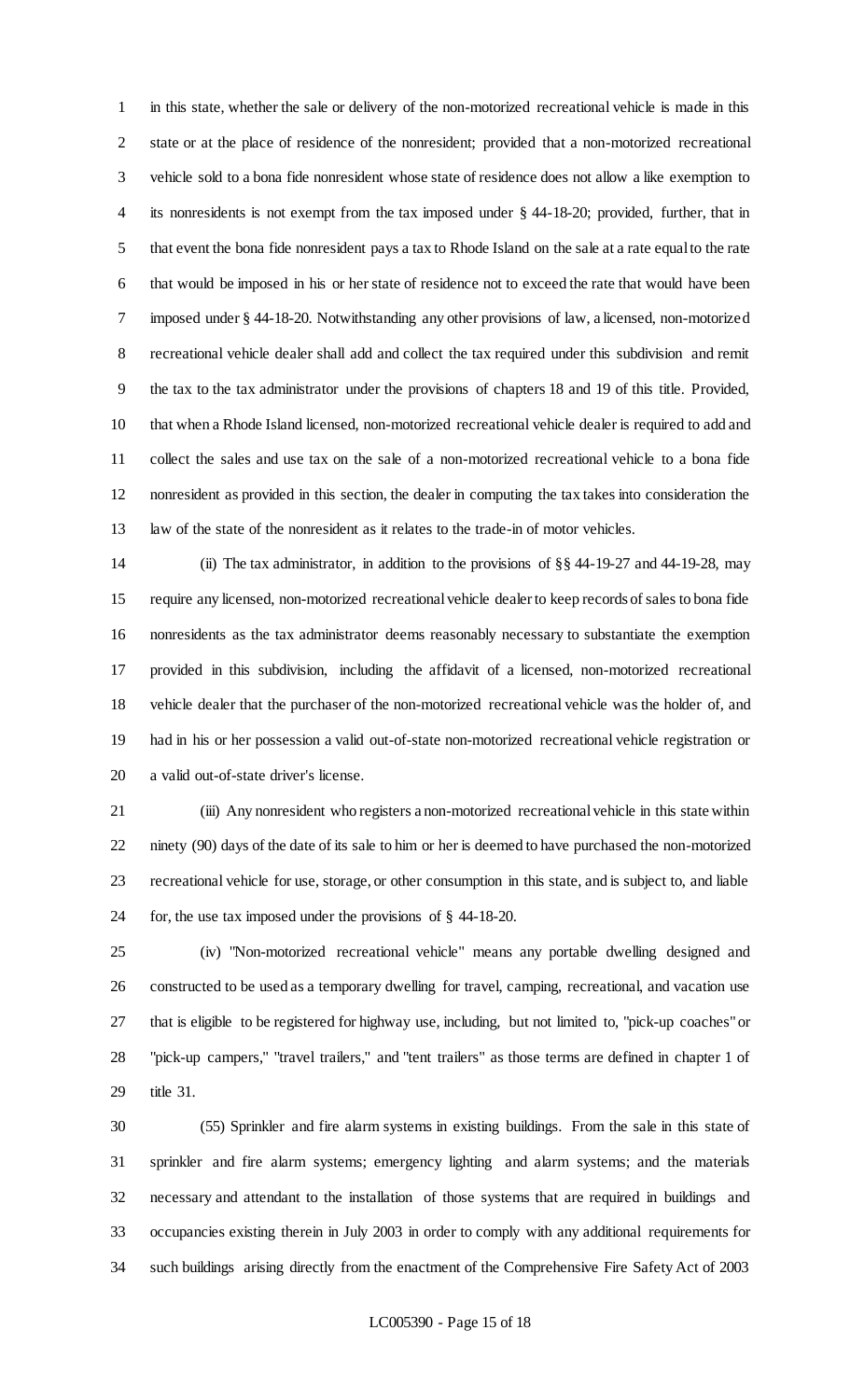in this state, whether the sale or delivery of the non-motorized recreational vehicle is made in this state or at the place of residence of the nonresident; provided that a non-motorized recreational vehicle sold to a bona fide nonresident whose state of residence does not allow a like exemption to its nonresidents is not exempt from the tax imposed under § 44-18-20; provided, further, that in that event the bona fide nonresident pays a tax to Rhode Island on the sale at a rate equal to the rate that would be imposed in his or her state of residence not to exceed the rate that would have been imposed under § 44-18-20. Notwithstanding any other provisions of law, a licensed, non-motorized recreational vehicle dealer shall add and collect the tax required under this subdivision and remit the tax to the tax administrator under the provisions of chapters 18 and 19 of this title. Provided, that when a Rhode Island licensed, non-motorized recreational vehicle dealer is required to add and collect the sales and use tax on the sale of a non-motorized recreational vehicle to a bona fide nonresident as provided in this section, the dealer in computing the tax takes into consideration the law of the state of the nonresident as it relates to the trade-in of motor vehicles.

(ii) The tax administrator, in addition to the provisions of §§ 44-19-27 and 44-19-28, may require any licensed, non-motorized recreational vehicle dealer to keep records of sales to bona fide nonresidents as the tax administrator deems reasonably necessary to substantiate the exemption provided in this subdivision, including the affidavit of a licensed, non-motorized recreational vehicle dealer that the purchaser of the non-motorized recreational vehicle was the holder of, and had in his or her possession a valid out-of-state non-motorized recreational vehicle registration or a valid out-of-state driver's license.

(iii) Any nonresident who registers a non-motorized recreational vehicle in this state within ninety (90) days of the date of its sale to him or her is deemed to have purchased the non-motorized recreational vehicle for use, storage, or other consumption in this state, and is subject to, and liable for, the use tax imposed under the provisions of § 44-18-20.

(iv) "Non-motorized recreational vehicle" means any portable dwelling designed and constructed to be used as a temporary dwelling for travel, camping, recreational, and vacation use that is eligible to be registered for highway use, including, but not limited to, "pick-up coaches" or "pick-up campers," "travel trailers," and "tent trailers" as those terms are defined in chapter 1 of title 31.

(55) Sprinkler and fire alarm systems in existing buildings. From the sale in this state of sprinkler and fire alarm systems; emergency lighting and alarm systems; and the materials necessary and attendant to the installation of those systems that are required in buildings and occupancies existing therein in July 2003 in order to comply with any additional requirements for such buildings arising directly from the enactment of the Comprehensive Fire Safety Act of 2003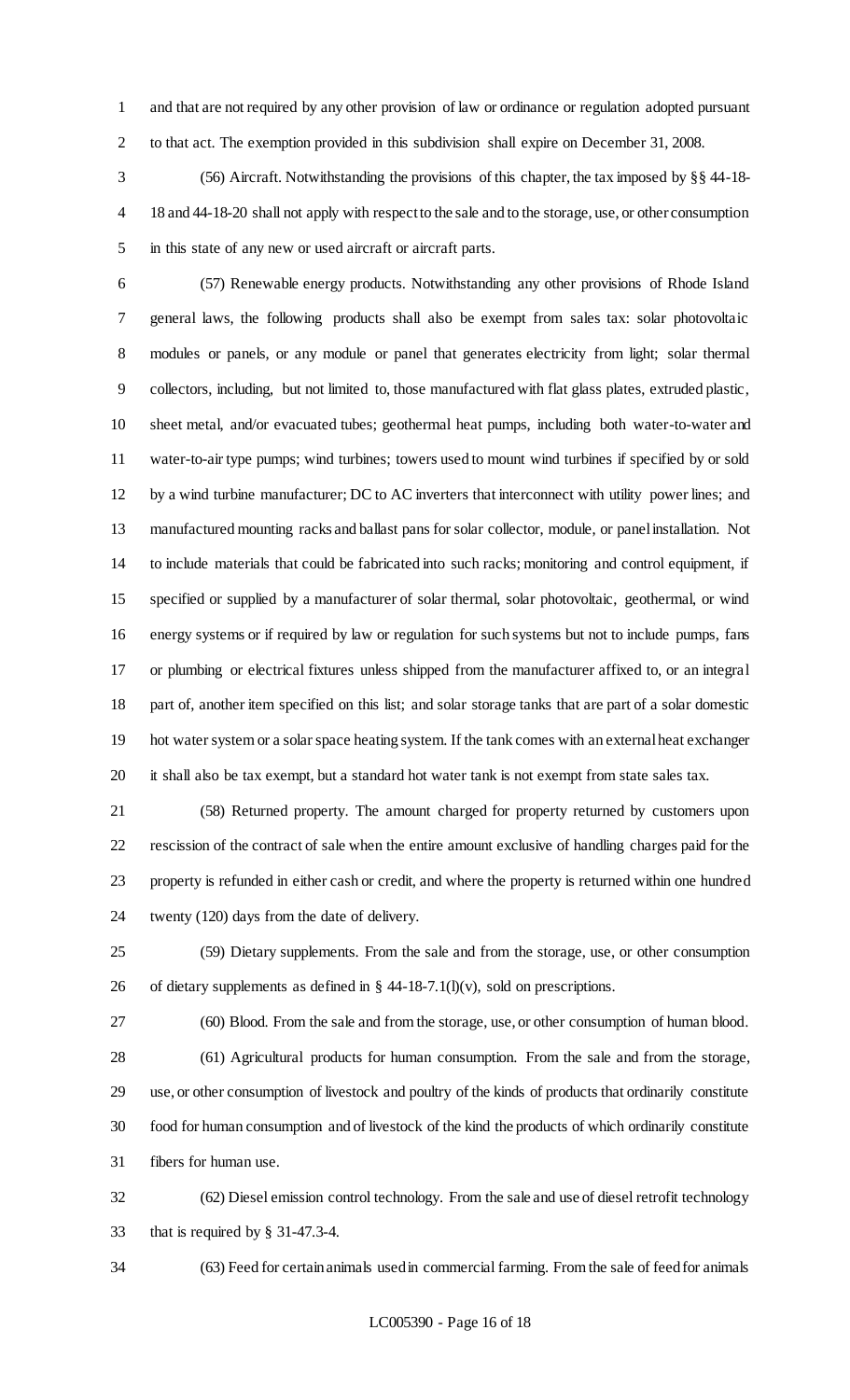and that are not required by any other provision of law or ordinance or regulation adopted pursuant to that act. The exemption provided in this subdivision shall expire on December 31, 2008.

(56) Aircraft. Notwithstanding the provisions of this chapter, the tax imposed by §§ 44-18-18 and 44-18-20 shall not apply with respect to the sale and to the storage, use, or other consumption in this state of any new or used aircraft or aircraft parts.

(57) Renewable energy products. Notwithstanding any other provisions of Rhode Island general laws, the following products shall also be exempt from sales tax: solar photovoltaic modules or panels, or any module or panel that generates electricity from light; solar thermal collectors, including, but not limited to, those manufactured with flat glass plates, extruded plastic, sheet metal, and/or evacuated tubes; geothermal heat pumps, including both water-to-water and water-to-air type pumps; wind turbines; towers used to mount wind turbines if specified by or sold by a wind turbine manufacturer; DC to AC inverters that interconnect with utility power lines; and manufactured mounting racks and ballast pans for solar collector, module, or panel installation. Not to include materials that could be fabricated into such racks; monitoring and control equipment, if specified or supplied by a manufacturer of solar thermal, solar photovoltaic, geothermal, or wind energy systems or if required by law or regulation for such systems but not to include pumps, fans or plumbing or electrical fixtures unless shipped from the manufacturer affixed to, or an integral part of, another item specified on this list; and solar storage tanks that are part of a solar domestic hot water system or a solar space heating system. If the tank comes with an external heat exchanger it shall also be tax exempt, but a standard hot water tank is not exempt from state sales tax.

(58) Returned property. The amount charged for property returned by customers upon rescission of the contract of sale when the entire amount exclusive of handling charges paid for the property is refunded in either cash or credit, and where the property is returned within one hundred twenty (120) days from the date of delivery.

(59) Dietary supplements. From the sale and from the storage, use, or other consumption of dietary supplements as defined in § 44-18-7.1(l)(v), sold on prescriptions.

(60) Blood. From the sale and from the storage, use, or other consumption of human blood.

(61) Agricultural products for human consumption. From the sale and from the storage, use, or other consumption of livestock and poultry of the kinds of products that ordinarily constitute food for human consumption and of livestock of the kind the products of which ordinarily constitute fibers for human use.

(62) Diesel emission control technology. From the sale and use of diesel retrofit technology that is required by § 31-47.3-4.

(63) Feed for certain animals used in commercial farming. From the sale of feed for animals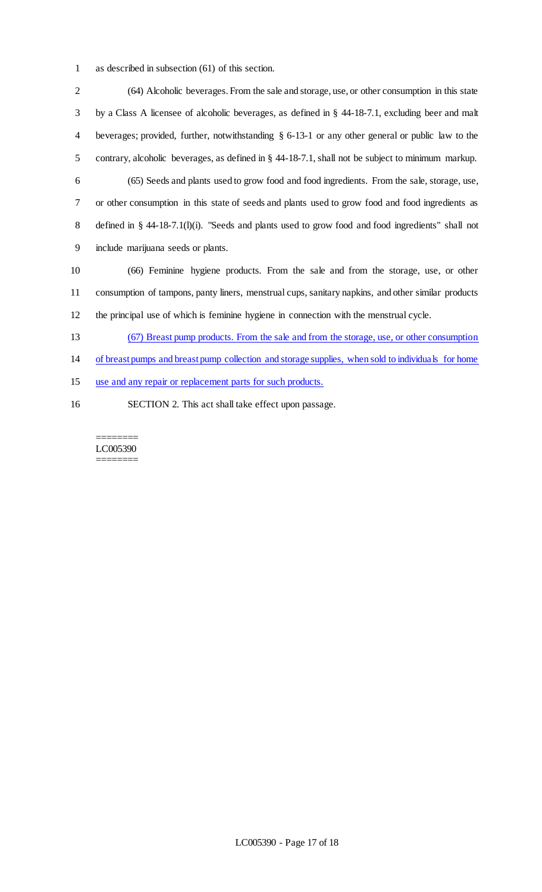as described in subsection (61) of this section.

(64) Alcoholic beverages. From the sale and storage, use, or other consumption in this state by a Class A licensee of alcoholic beverages, as defined in § 44-18-7.1, excluding beer and malt beverages; provided, further, notwithstanding § 6-13-1 or any other general or public law to the contrary, alcoholic beverages, as defined in § 44-18-7.1, shall not be subject to minimum markup.

(65) Seeds and plants used to grow food and food ingredients. From the sale, storage, use, or other consumption in this state of seeds and plants used to grow food and food ingredients as defined in § 44-18-7.1(l)(i). "Seeds and plants used to grow food and food ingredients" shall not include marijuana seeds or plants.

(66) Feminine hygiene products. From the sale and from the storage, use, or other consumption of tampons, panty liners, menstrual cups, sanitary napkins, and other similar products the principal use of which is feminine hygiene in connection with the menstrual cycle.

<u>(67) Breast pump products. From the sale and from the storage, use, or other consumption of breast pumps and breast pump collection and storage supplies, when sold to individuals for home use and any repair or replacement parts for such products.</u>

SECTION 2. This act shall take effect upon passage.

========
LC005390
========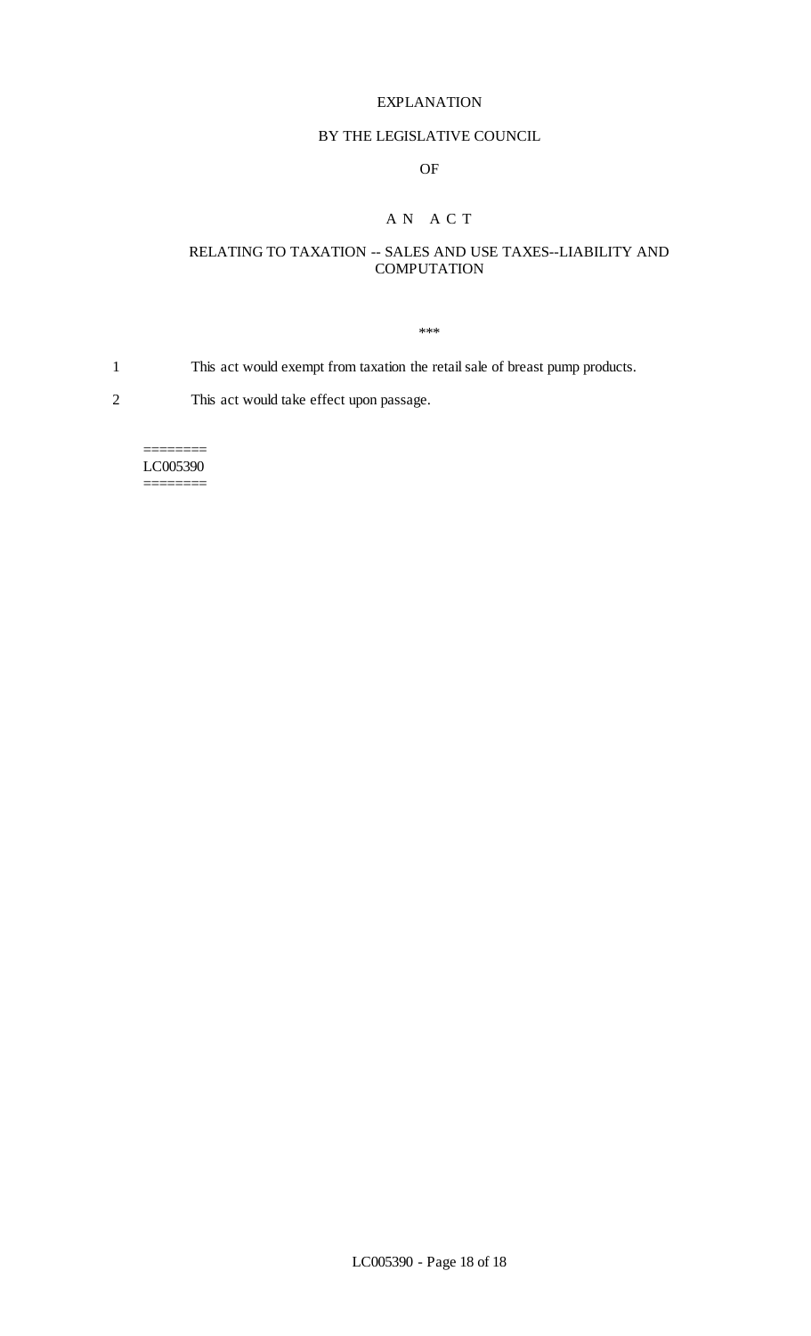EXPLANATION

BY THE LEGISLATIVE COUNCIL

OF

A N A C T

RELATING TO TAXATION -- SALES AND USE TAXES--LIABILITY AND COMPUTATION

***

1 This act would exempt from taxation the retail sale of breast pump products.

2 This act would take effect upon passage.

========
LC005390
========